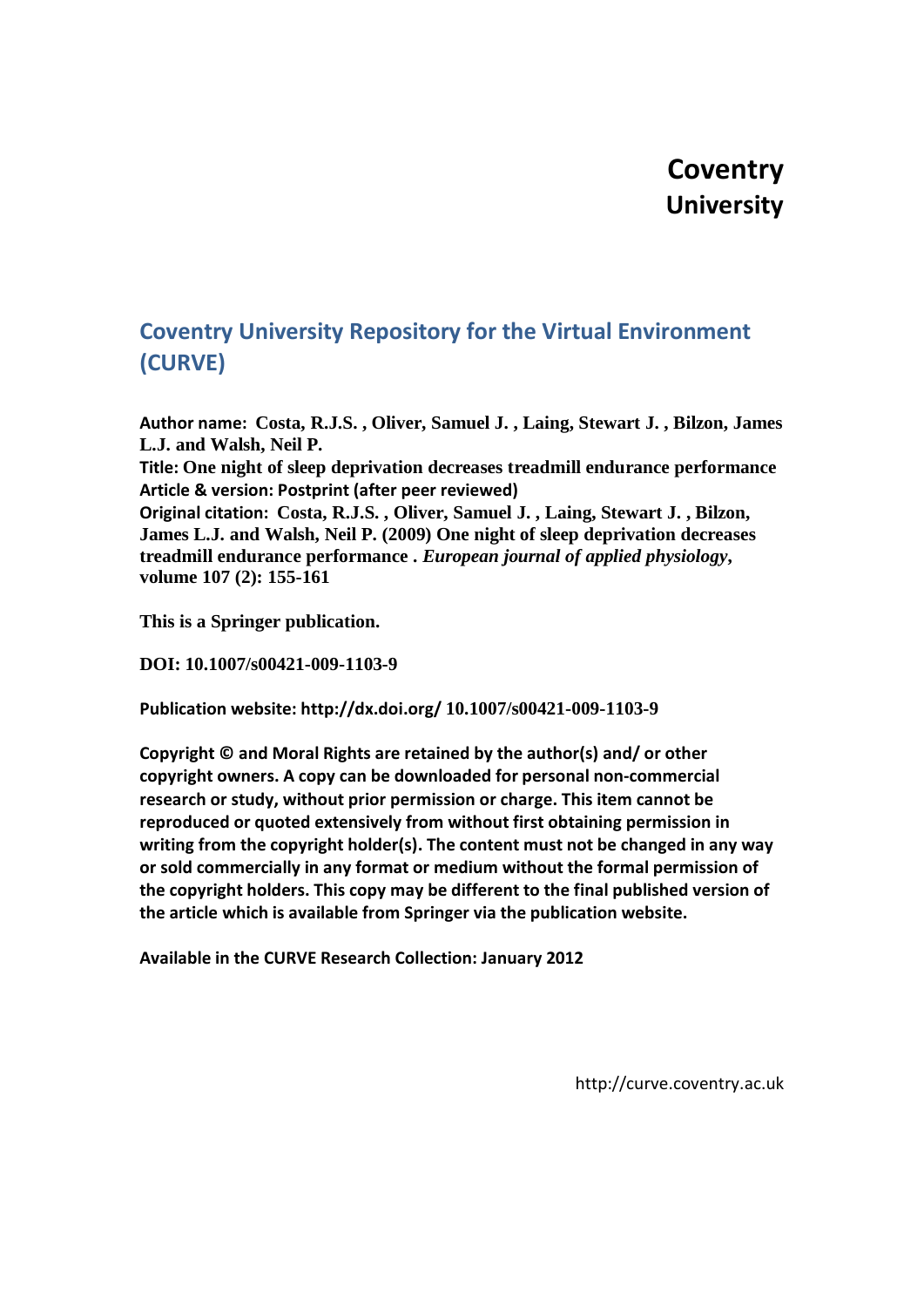# Coventry University

## Coventry University Repository for the Virtual Environment (CURVE)

**Author name: Costa, R.J.S. , Oliver, Samuel J. , Laing, Stewart J. , Bilzon, James L.J. and Walsh, Neil P.**

**Title: One night of sleep deprivation decreases treadmill endurance performance**

**Article & version: Postprint (after peer reviewed)**

**Original citation: Costa, R.J.S. , Oliver, Samuel J. , Laing, Stewart J. , Bilzon, James L.J. and Walsh, Neil P. (2009) One night of sleep deprivation decreases treadmill endurance performance .** ***European journal of applied physiology*****, volume 107 (2): 155-161**

**This is a Springer publication.**

**DOI: 10.1007/s00421-009-1103-9**

**Publication website: http://dx.doi.org/ 10.1007/s00421-009-1103-9**

**Copyright © and Moral Rights are retained by the author(s) and/ or other copyright owners. A copy can be downloaded for personal non-commercial research or study, without prior permission or charge. This item cannot be reproduced or quoted extensively from without first obtaining permission in writing from the copyright holder(s). The content must not be changed in any way or sold commercially in any format or medium without the formal permission of the copyright holders. This copy may be different to the final published version of the article which is available from Springer via the publication website.**

**Available in the CURVE Research Collection: January 2012**

http://curve.coventry.ac.uk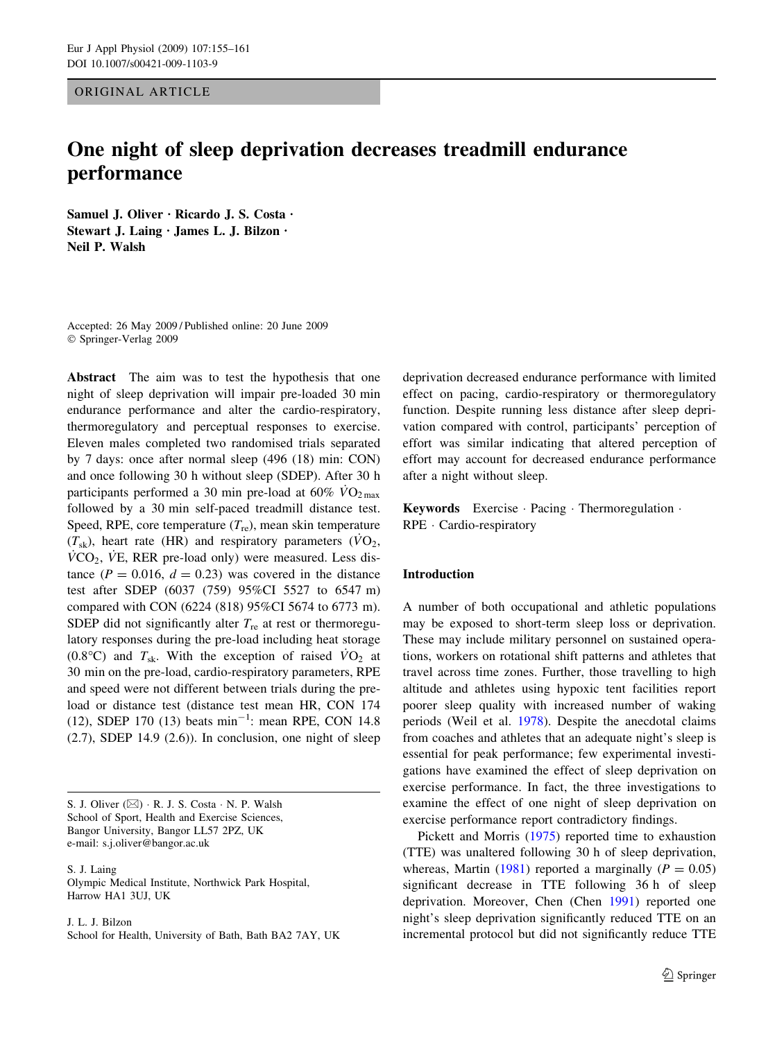ORIGINAL ARTICLE

# One night of sleep deprivation decreases treadmill endurance performance

**Samuel J. Oliver · Ricardo J. S. Costa · Stewart J. Laing · James L. J. Bilzon · Neil P. Walsh**

Accepted: 26 May 2009 / Published online: 20 June 2009
© Springer-Verlag 2009

**Abstract** The aim was to test the hypothesis that one night of sleep deprivation will impair pre-loaded 30 min endurance performance and alter the cardio-respiratory, thermoregulatory and perceptual responses to exercise. Eleven males completed two randomised trials separated by 7 days: once after normal sleep (496 (18) min: CON) and once following 30 h without sleep (SDEP). After 30 h participants performed a 30 min pre-load at 60% $\dot{V}O_{2\,max}$ followed by a 30 min self-paced treadmill distance test. Speed, RPE, core temperature ($T_{re}$), mean skin temperature ($T_{sk}$), heart rate (HR) and respiratory parameters ($\dot{V}O_2$, $\dot{V}CO_2$, $\dot{V}E$, RER pre-load only) were measured. Less distance ($P = 0.016$, $d = 0.23$) was covered in the distance test after SDEP (6037 (759) 95%CI 5527 to 6547 m) compared with CON (6224 (818) 95%CI 5674 to 6773 m). SDEP did not significantly alter $T_{re}$ at rest or thermoregulatory responses during the pre-load including heat storage (0.8°C) and $T_{sk}$. With the exception of raised $\dot{V}O_2$ at 30 min on the pre-load, cardio-respiratory parameters, RPE and speed were not different between trials during the pre-load or distance test (distance test mean HR, CON 174 (12), SDEP 170 (13) beats min$^{-1}$: mean RPE, CON 14.8 (2.7), SDEP 14.9 (2.6)). In conclusion, one night of sleep deprivation decreased endurance performance with limited effect on pacing, cardio-respiratory or thermoregulatory function. Despite running less distance after sleep deprivation compared with control, participants' perception of effort was similar indicating that altered perception of effort may account for decreased endurance performance after a night without sleep.

**Keywords** Exercise · Pacing · Thermoregulation · RPE · Cardio-respiratory

S. J. Oliver (✉) · R. J. S. Costa · N. P. Walsh
School of Sport, Health and Exercise Sciences, Bangor University, Bangor LL57 2PZ, UK
e-mail: s.j.oliver@bangor.ac.uk

S. J. Laing
Olympic Medical Institute, Northwick Park Hospital, Harrow HA1 3UJ, UK

J. L. J. Bilzon
School for Health, University of Bath, Bath BA2 7AY, UK

## Introduction

A number of both occupational and athletic populations may be exposed to short-term sleep loss or deprivation. These may include military personnel on sustained operations, workers on rotational shift patterns and athletes that travel across time zones. Further, those travelling to high altitude and athletes using hypoxic tent facilities report poorer sleep quality with increased number of waking periods (Weil et al. 1978). Despite the anecdotal claims from coaches and athletes that an adequate night's sleep is essential for peak performance; few experimental investigations have examined the effect of sleep deprivation on exercise performance. In fact, the three investigations to examine the effect of one night of sleep deprivation on exercise performance report contradictory findings.

Pickett and Morris (1975) reported time to exhaustion (TTE) was unaltered following 30 h of sleep deprivation, whereas, Martin (1981) reported a marginally ($P = 0.05$) significant decrease in TTE following 36 h of sleep deprivation. Moreover, Chen (Chen 1991) reported one night's sleep deprivation significantly reduced TTE on an incremental protocol but did not significantly reduce TTE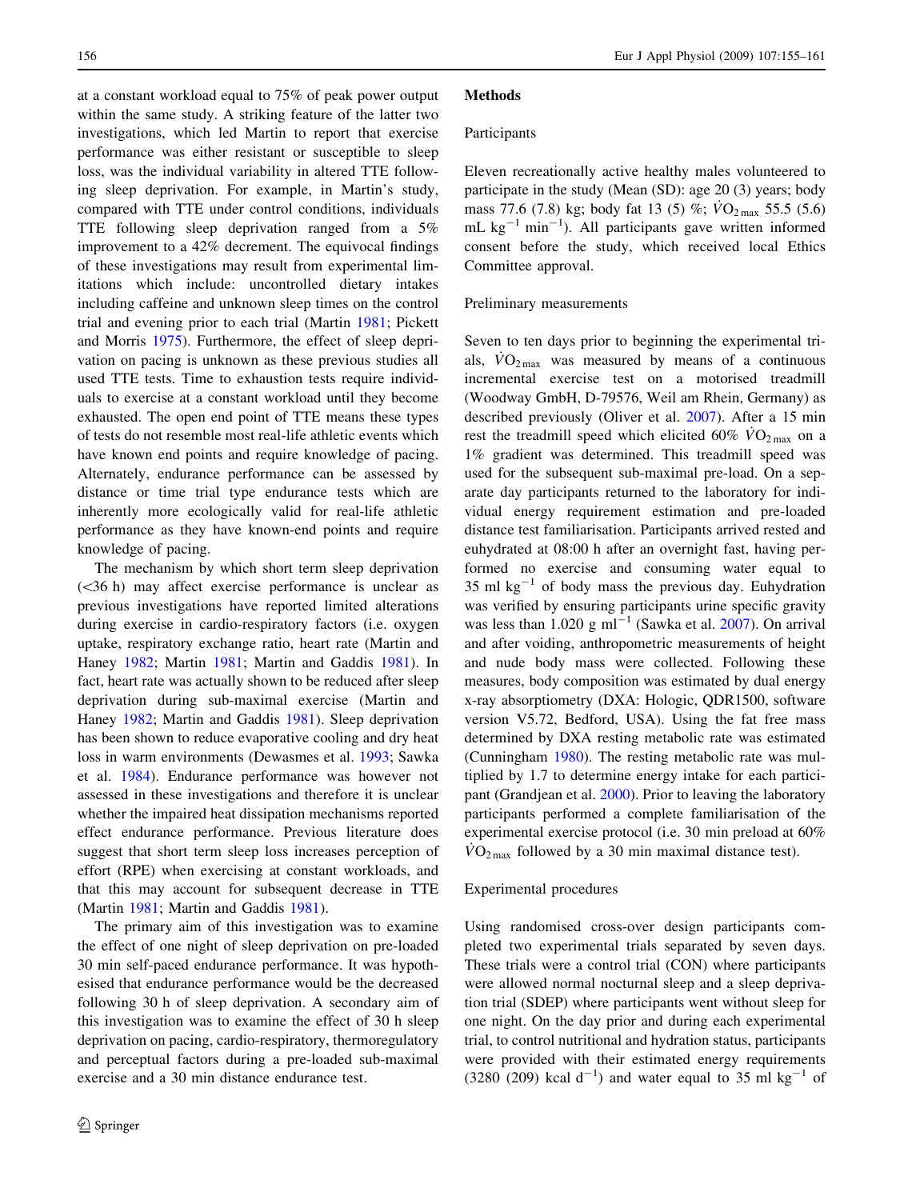at a constant workload equal to 75% of peak power output within the same study. A striking feature of the latter two investigations, which led Martin to report that exercise performance was either resistant or susceptible to sleep loss, was the individual variability in altered TTE following sleep deprivation. For example, in Martin's study, compared with TTE under control conditions, individuals TTE following sleep deprivation ranged from a 5% improvement to a 42% decrement. The equivocal findings of these investigations may result from experimental limitations which include: uncontrolled dietary intakes including caffeine and unknown sleep times on the control trial and evening prior to each trial (Martin 1981; Pickett and Morris 1975). Furthermore, the effect of sleep deprivation on pacing is unknown as these previous studies all used TTE tests. Time to exhaustion tests require individuals to exercise at a constant workload until they become exhausted. The open end point of TTE means these types of tests do not resemble most real-life athletic events which have known end points and require knowledge of pacing. Alternately, endurance performance can be assessed by distance or time trial type endurance tests which are inherently more ecologically valid for real-life athletic performance as they have known-end points and require knowledge of pacing.

The mechanism by which short term sleep deprivation (<36 h) may affect exercise performance is unclear as previous investigations have reported limited alterations during exercise in cardio-respiratory factors (i.e. oxygen uptake, respiratory exchange ratio, heart rate (Martin and Haney 1982; Martin 1981; Martin and Gaddis 1981). In fact, heart rate was actually shown to be reduced after sleep deprivation during sub-maximal exercise (Martin and Haney 1982; Martin and Gaddis 1981). Sleep deprivation has been shown to reduce evaporative cooling and dry heat loss in warm environments (Dewasmes et al. 1993; Sawka et al. 1984). Endurance performance was however not assessed in these investigations and therefore it is unclear whether the impaired heat dissipation mechanisms reported effect endurance performance. Previous literature does suggest that short term sleep loss increases perception of effort (RPE) when exercising at constant workloads, and that this may account for subsequent decrease in TTE (Martin 1981; Martin and Gaddis 1981).

The primary aim of this investigation was to examine the effect of one night of sleep deprivation on pre-loaded 30 min self-paced endurance performance. It was hypothesised that endurance performance would be the decreased following 30 h of sleep deprivation. A secondary aim of this investigation was to examine the effect of 30 h sleep deprivation on pacing, cardio-respiratory, thermoregulatory and perceptual factors during a pre-loaded sub-maximal exercise and a 30 min distance endurance test.

## Methods

### Participants

Eleven recreationally active healthy males volunteered to participate in the study (Mean (SD): age 20 (3) years; body mass 77.6 (7.8) kg; body fat 13 (5) %; $\dot{V}O_{2\,max}$ 55.5 (5.6) mL $kg^{-1}$ $min^{-1}$). All participants gave written informed consent before the study, which received local Ethics Committee approval.

### Preliminary measurements

Seven to ten days prior to beginning the experimental trials, $\dot{V}O_{2\,max}$ was measured by means of a continuous incremental exercise test on a motorised treadmill (Woodway GmbH, D-79576, Weil am Rhein, Germany) as described previously (Oliver et al. 2007). After a 15 min rest the treadmill speed which elicited 60% $\dot{V}O_{2\,max}$ on a 1% gradient was determined. This treadmill speed was used for the subsequent sub-maximal pre-load. On a separate day participants returned to the laboratory for individual energy requirement estimation and pre-loaded distance test familiarisation. Participants arrived rested and euhydrated at 08:00 h after an overnight fast, having performed no exercise and consuming water equal to 35 ml $kg^{-1}$ of body mass the previous day. Euhydration was verified by ensuring participants urine specific gravity was less than 1.020 g $ml^{-1}$ (Sawka et al. 2007). On arrival and after voiding, anthropometric measurements of height and nude body mass were collected. Following these measures, body composition was estimated by dual energy x-ray absorptiometry (DXA: Hologic, QDR1500, software version V5.72, Bedford, USA). Using the fat free mass determined by DXA resting metabolic rate was estimated (Cunningham 1980). The resting metabolic rate was multiplied by 1.7 to determine energy intake for each participant (Grandjean et al. 2000). Prior to leaving the laboratory participants performed a complete familiarisation of the experimental exercise protocol (i.e. 30 min preload at 60% $\dot{V}O_{2\,max}$ followed by a 30 min maximal distance test).

### Experimental procedures

Using randomised cross-over design participants completed two experimental trials separated by seven days. These trials were a control trial (CON) where participants were allowed normal nocturnal sleep and a sleep deprivation trial (SDEP) where participants went without sleep for one night. On the day prior and during each experimental trial, to control nutritional and hydration status, participants were provided with their estimated energy requirements (3280 (209) kcal $d^{-1}$) and water equal to 35 ml $kg^{-1}$ of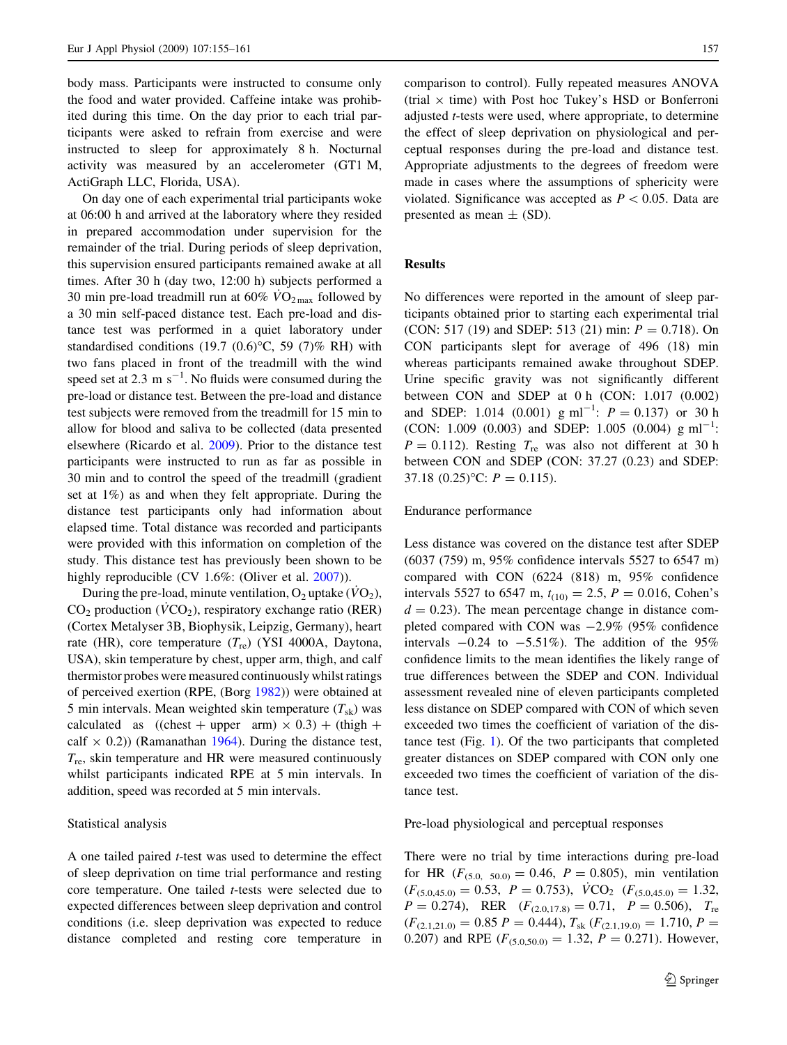body mass. Participants were instructed to consume only the food and water provided. Caffeine intake was prohibited during this time. On the day prior to each trial participants were asked to refrain from exercise and were instructed to sleep for approximately 8 h. Nocturnal activity was measured by an accelerometer (GT1 M, ActiGraph LLC, Florida, USA).

On day one of each experimental trial participants woke at 06:00 h and arrived at the laboratory where they resided in prepared accommodation under supervision for the remainder of the trial. During periods of sleep deprivation, this supervision ensured participants remained awake at all times. After 30 h (day two, 12:00 h) subjects performed a 30 min pre-load treadmill run at 60% $\dot{V}O_{2\,max}$ followed by a 30 min self-paced distance test. Each pre-load and distance test was performed in a quiet laboratory under standardised conditions (19.7 (0.6)°C, 59 (7)% RH) with two fans placed in front of the treadmill with the wind speed set at 2.3 m $s^{-1}$. No fluids were consumed during the pre-load or distance test. Between the pre-load and distance test subjects were removed from the treadmill for 15 min to allow for blood and saliva to be collected (data presented elsewhere (Ricardo et al. 2009). Prior to the distance test participants were instructed to run as far as possible in 30 min and to control the speed of the treadmill (gradient set at 1%) as and when they felt appropriate. During the distance test participants only had information about elapsed time. Total distance was recorded and participants were provided with this information on completion of the study. This distance test has previously been shown to be highly reproducible (CV 1.6%: (Oliver et al. 2007)).

During the pre-load, minute ventilation, $O_2$ uptake ($\dot{V}O_2$), $CO_2$ production ($\dot{V}CO_2$), respiratory exchange ratio (RER) (Cortex Metalyser 3B, Biophysik, Leipzig, Germany), heart rate (HR), core temperature ($T_{re}$) (YSI 4000A, Daytona, USA), skin temperature by chest, upper arm, thigh, and calf thermistor probes were measured continuously whilst ratings of perceived exertion (RPE, (Borg 1982)) were obtained at 5 min intervals. Mean weighted skin temperature ($T_{sk}$) was calculated as ((chest + upper arm) × 0.3) + (thigh + calf × 0.2)) (Ramanathan 1964). During the distance test, $T_{re}$, skin temperature and HR were measured continuously whilst participants indicated RPE at 5 min intervals. In addition, speed was recorded at 5 min intervals.

### Statistical analysis

A one tailed paired *t*-test was used to determine the effect of sleep deprivation on time trial performance and resting core temperature. One tailed *t*-tests were selected due to expected differences between sleep deprivation and control conditions (i.e. sleep deprivation was expected to reduce distance completed and resting core temperature in comparison to control). Fully repeated measures ANOVA (trial × time) with Post hoc Tukey's HSD or Bonferroni adjusted *t*-tests were used, where appropriate, to determine the effect of sleep deprivation on physiological and perceptual responses during the pre-load and distance test. Appropriate adjustments to the degrees of freedom were made in cases where the assumptions of sphericity were violated. Significance was accepted as $P < 0.05$. Data are presented as mean ± (SD).

## Results

No differences were reported in the amount of sleep participants obtained prior to starting each experimental trial (CON: 517 (19) and SDEP: 513 (21) min: $P = 0.718$). On CON participants slept for average of 496 (18) min whereas participants remained awake throughout SDEP. Urine specific gravity was not significantly different between CON and SDEP at 0 h (CON: 1.017 (0.002) and SDEP: 1.014 (0.001) g $ml^{-1}$: $P = 0.137$) or 30 h (CON: 1.009 (0.003) and SDEP: 1.005 (0.004) g $ml^{-1}$: $P = 0.112$). Resting $T_{re}$ was also not different at 30 h between CON and SDEP (CON: 37.27 (0.23) and SDEP: 37.18 (0.25)°C: $P = 0.115$).

### Endurance performance

Less distance was covered on the distance test after SDEP (6037 (759) m, 95% confidence intervals 5527 to 6547 m) compared with CON (6224 (818) m, 95% confidence intervals 5527 to 6547 m, $t_{(10)} = 2.5$, $P = 0.016$, Cohen's $d = 0.23$). The mean percentage change in distance completed compared with CON was −2.9% (95% confidence intervals −0.24 to −5.51%). The addition of the 95% confidence limits to the mean identifies the likely range of true differences between the SDEP and CON. Individual assessment revealed nine of eleven participants completed less distance on SDEP compared with CON of which seven exceeded two times the coefficient of variation of the distance test (Fig. 1). Of the two participants that completed greater distances on SDEP compared with CON only one exceeded two times the coefficient of variation of the distance test.

### Pre-load physiological and perceptual responses

There were no trial by time interactions during pre-load for HR ($F_{(5.0,\ 50.0)} = 0.46$, $P = 0.805$), min ventilation ($F_{(5.0,45.0)} = 0.53$, $P = 0.753$), $\dot{V}CO_2$ ($F_{(5.0,45.0)} = 1.32$, $P = 0.274$), RER ($F_{(2.0,17.8)} = 0.71$, $P = 0.506$), $T_{re}$ ($F_{(2.1,21.0)} = 0.85$ $P = 0.444$), $T_{sk}$ ($F_{(2.1,19.0)} = 1.710$, $P = 0.207$) and RPE ($F_{(5.0,50.0)} = 1.32$, $P = 0.271$). However,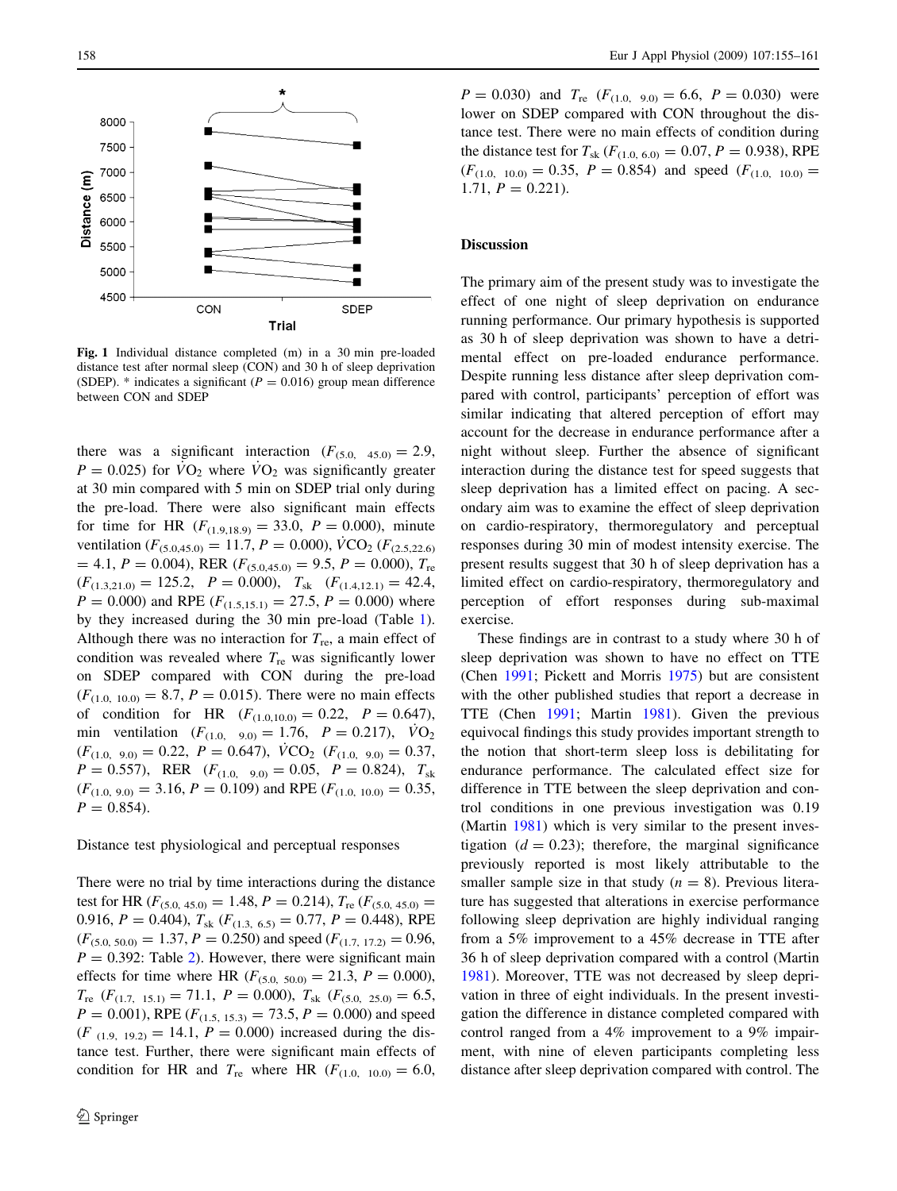**Fig. 1** Individual distance completed (m) in a 30 min pre-loaded distance test after normal sleep (CON) and 30 h of sleep deprivation (SDEP). * indicates a significant ($P = 0.016$) group mean difference between CON and SDEP

there was a significant interaction ($F_{(5.0,\ 45.0)} = 2.9$, $P = 0.025$) for $\dot{V}O_2$ where $\dot{V}O_2$ was significantly greater at 30 min compared with 5 min on SDEP trial only during the pre-load. There were also significant main effects for time for HR ($F_{(1.9,18.9)} = 33.0$, $P = 0.000$), minute ventilation ($F_{(5.0,45.0)} = 11.7$, $P = 0.000$), $\dot{V}CO_2$ ($F_{(2.5,22.6)} = 4.1$, $P = 0.004$), RER ($F_{(5.0,45.0)} = 9.5$, $P = 0.000$), $T_{re}$ ($F_{(1.3,21.0)} = 125.2$, $P = 0.000$), $T_{sk}$ ($F_{(1.4,12.1)} = 42.4$, $P = 0.000$) and RPE ($F_{(1.5,15.1)} = 27.5$, $P = 0.000$) where by they increased during the 30 min pre-load (Table 1). Although there was no interaction for $T_{re}$, a main effect of condition was revealed where $T_{re}$ was significantly lower on SDEP compared with CON during the pre-load ($F_{(1.0,\ 10.0)} = 8.7$, $P = 0.015$). There were no main effects of condition for HR ($F_{(1.0,10.0)} = 0.22$, $P = 0.647$), min ventilation ($F_{(1.0,\ 9.0)} = 1.76$, $P = 0.217$), $\dot{V}O_2$ ($F_{(1.0,\ 9.0)} = 0.22$, $P = 0.647$), $\dot{V}CO_2$ ($F_{(1.0,\ 9.0)} = 0.37$, $P = 0.557$), RER ($F_{(1.0,\ 9.0)} = 0.05$, $P = 0.824$), $T_{sk}$ ($F_{(1.0,\ 9.0)} = 3.16$, $P = 0.109$) and RPE ($F_{(1.0,\ 10.0)} = 0.35$, $P = 0.854$).

### Distance test physiological and perceptual responses

There were no trial by time interactions during the distance test for HR ($F_{(5.0,\ 45.0)} = 1.48$, $P = 0.214$), $T_{re}$ ($F_{(5.0,\ 45.0)} = 0.916$, $P = 0.404$), $T_{sk}$ ($F_{(1.3,\ 6.5)} = 0.77$, $P = 0.448$), RPE ($F_{(5.0,\ 50.0)} = 1.37$, $P = 0.250$) and speed ($F_{(1.7,\ 17.2)} = 0.96$, $P = 0.392$: Table 2). However, there were significant main effects for time where HR ($F_{(5.0,\ 50.0)} = 21.3$, $P = 0.000$), $T_{re}$ ($F_{(1.7,\ 15.1)} = 71.1$, $P = 0.000$), $T_{sk}$ ($F_{(5.0,\ 25.0)} = 6.5$, $P = 0.001$), RPE ($F_{(1.5,\ 15.3)} = 73.5$, $P = 0.000$) and speed ($F_{(1.9,\ 19.2)} = 14.1$, $P = 0.000$) increased during the distance test. Further, there were significant main effects of condition for HR and $T_{re}$ where HR ($F_{(1.0,\ 10.0)} = 6.0$, $P = 0.030$) and $T_{re}$ ($F_{(1.0,\ 9.0)} = 6.6$, $P = 0.030$) were lower on SDEP compared with CON throughout the distance test. There were no main effects of condition during the distance test for $T_{sk}$ ($F_{(1.0,\ 6.0)} = 0.07$, $P = 0.938$), RPE ($F_{(1.0,\ 10.0)} = 0.35$, $P = 0.854$) and speed ($F_{(1.0,\ 10.0)} = 1.71$, $P = 0.221$).

## Discussion

The primary aim of the present study was to investigate the effect of one night of sleep deprivation on endurance running performance. Our primary hypothesis is supported as 30 h of sleep deprivation was shown to have a detrimental effect on pre-loaded endurance performance. Despite running less distance after sleep deprivation compared with control, participants' perception of effort was similar indicating that altered perception of effort may account for the decrease in endurance performance after a night without sleep. Further the absence of significant interaction during the distance test for speed suggests that sleep deprivation has a limited effect on pacing. A secondary aim was to examine the effect of sleep deprivation on cardio-respiratory, thermoregulatory and perceptual responses during 30 min of modest intensity exercise. The present results suggest that 30 h of sleep deprivation has a limited effect on cardio-respiratory, thermoregulatory and perception of effort responses during sub-maximal exercise.

These findings are in contrast to a study where 30 h of sleep deprivation was shown to have no effect on TTE (Chen 1991; Pickett and Morris 1975) but are consistent with the other published studies that report a decrease in TTE (Chen 1991; Martin 1981). Given the previous equivocal findings this study provides important strength to the notion that short-term sleep loss is debilitating for endurance performance. The calculated effect size for difference in TTE between the sleep deprivation and control conditions in one previous investigation was 0.19 (Martin 1981) which is very similar to the present investigation ($d = 0.23$); therefore, the marginal significance previously reported is most likely attributable to the smaller sample size in that study ($n = 8$). Previous literature has suggested that alterations in exercise performance following sleep deprivation are highly individual ranging from a 5% improvement to a 45% decrease in TTE after 36 h of sleep deprivation compared with a control (Martin 1981). Moreover, TTE was not decreased by sleep deprivation in three of eight individuals. In the present investigation the difference in distance completed compared with control ranged from a 4% improvement to a 9% impairment, with nine of eleven participants completing less distance after sleep deprivation compared with control. The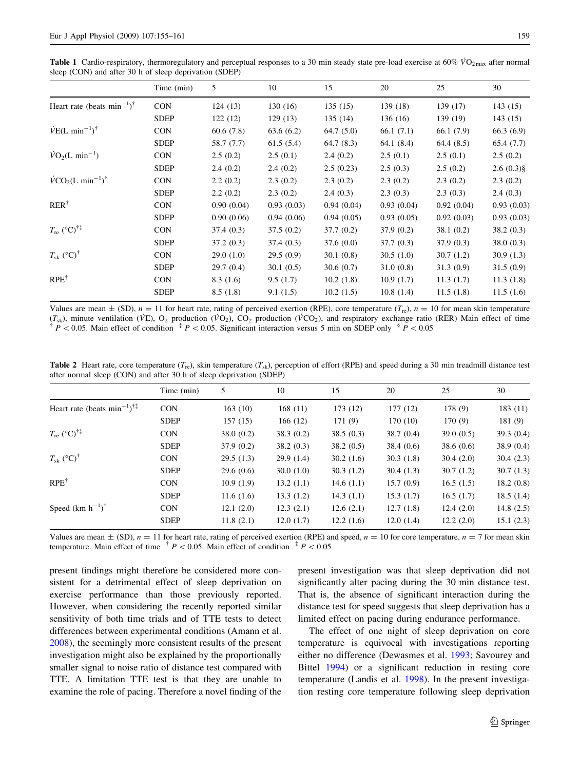**Table 1** Cardio-respiratory, thermoregulatory and perceptual responses to a 30 min steady state pre-load exercise at 60% $\dot{V}O_{2max}$ after normal sleep (CON) and after 30 h of sleep deprivation (SDEP)

| | Time (min) | 5 | 10 | 15 | 20 | 25 | 30 |
|---|---|---|---|---|---|---|---|
| Heart rate (beats $min^{-1}$)$^{\dagger}$ | CON | 124 (13) | 130 (16) | 135 (15) | 139 (18) | 139 (17) | 143 (15) |
| | SDEP | 122 (12) | 129 (13) | 135 (14) | 136 (16) | 139 (19) | 143 (15) |
| $\dot{V}E$(L $min^{-1}$)$^{\dagger}$ | CON | 60.6 (7.8) | 63.6 (6.2) | 64.7 (5.0) | 66.1 (7.1) | 66.1 (7.9) | 66.3 (6.9) |
| | SDEP | 58.7 (7.7) | 61.5 (5.4) | 64.7 (8.3) | 64.1 (8.4) | 64.4 (8.5) | 65.4 (7.7) |
| $\dot{V}O_2$(L $min^{-1}$) | CON | 2.5 (0.2) | 2.5 (0.1) | 2.4 (0.2) | 2.5 (0.1) | 2.5 (0.1) | 2.5 (0.2) |
| | SDEP | 2.4 (0.2) | 2.4 (0.2) | 2.5 (0.23) | 2.5 (0.3) | 2.5 (0.2) | 2.6 (0.3)§ |
| $\dot{V}CO_2$(L $min^{-1}$)$^{\dagger}$ | CON | 2.2 (0.2) | 2.3 (0.2) | 2.3 (0.2) | 2.3 (0.2) | 2.3 (0.2) | 2.3 (0.2) |
| | SDEP | 2.2 (0.2) | 2.3 (0.2) | 2.4 (0.3) | 2.3 (0.3) | 2.3 (0.3) | 2.4 (0.3) |
| RER$^{\dagger}$ | CON | 0.90 (0.04) | 0.93 (0.03) | 0.94 (0.04) | 0.93 (0.04) | 0.92 (0.04) | 0.93 (0.03) |
| | SDEP | 0.90 (0.06) | 0.94 (0.06) | 0.94 (0.05) | 0.93 (0.05) | 0.92 (0.03) | 0.93 (0.03) |
| $T_{re}$ (°C)$^{\dagger\ddagger}$ | CON | 37.4 (0.3) | 37.5 (0.2) | 37.7 (0.2) | 37.9 (0.2) | 38.1 (0.2) | 38.2 (0.3) |
| | SDEP | 37.2 (0.3) | 37.4 (0.3) | 37.6 (0.0) | 37.7 (0.3) | 37.9 (0.3) | 38.0 (0.3) |
| $T_{sk}$ (°C)$^{\dagger}$ | CON | 29.0 (1.0) | 29.5 (0.9) | 30.1 (0.8) | 30.5 (1.0) | 30.7 (1.2) | 30.9 (1.3) |
| | SDEP | 29.7 (0.4) | 30.1 (0.5) | 30.6 (0.7) | 31.0 (0.8) | 31.3 (0.9) | 31.5 (0.9) |
| RPE$^{\dagger}$ | CON | 8.3 (1.6) | 9.5 (1.7) | 10.2 (1.8) | 10.9 (1.7) | 11.3 (1.7) | 11.3 (1.8) |
| | SDEP | 8.5 (1.8) | 9.1 (1.5) | 10.2 (1.5) | 10.8 (1.4) | 11.5 (1.8) | 11.5 (1.6) |

Values are mean ± (SD), $n = 11$ for heart rate, rating of perceived exertion (RPE), core temperature ($T_{re}$), $n = 10$ for mean skin temperature ($T_{sk}$), minute ventilation ($\dot{V}E$), $O_2$ production ($\dot{V}O_2$), $CO_2$ production ($\dot{V}CO_2$), and respiratory exchange ratio (RER) Main effect of time $^{\dagger}$ $P < 0.05$. Main effect of condition $^{\ddagger}$ $P < 0.05$. Significant interaction versus 5 min on SDEP only $^{\S}$ $P < 0.05$

**Table 2** Heart rate, core temperature ($T_{re}$), skin temperature ($T_{sk}$), perception of effort (RPE) and speed during a 30 min treadmill distance test after normal sleep (CON) and after 30 h of sleep deprivation (SDEP)

| | Time (min) | 5 | 10 | 15 | 20 | 25 | 30 |
|---|---|---|---|---|---|---|---|
| Heart rate (beats $min^{-1}$)$^{\dagger\ddagger}$ | CON | 163 (10) | 168 (11) | 173 (12) | 177 (12) | 178 (9) | 183 (11) |
| | SDEP | 157 (15) | 166 (12) | 171 (9) | 170 (10) | 170 (9) | 181 (9) |
| $T_{re}$ (°C)$^{\dagger\ddagger}$ | CON | 38.0 (0.2) | 38.3 (0.2) | 38.5 (0.3) | 38.7 (0.4) | 39.0 (0.5) | 39.3 (0.4) |
| | SDEP | 37.9 (0.2) | 38.2 (0.3) | 38.2 (0.5) | 38.4 (0.6) | 38.6 (0.6) | 38.9 (0.4) |
| $T_{sk}$ (°C)$^{\dagger}$ | CON | 29.5 (1.3) | 29.9 (1.4) | 30.2 (1.6) | 30.3 (1.8) | 30.4 (2.0) | 30.4 (2.3) |
| | SDEP | 29.6 (0.6) | 30.0 (1.0) | 30.3 (1.2) | 30.4 (1.3) | 30.7 (1.2) | 30.7 (1.3) |
| RPE$^{\dagger}$ | CON | 10.9 (1.9) | 13.2 (1.1) | 14.6 (1.1) | 15.7 (0.9) | 16.5 (1.5) | 18.2 (0.8) |
| | SDEP | 11.6 (1.6) | 13.3 (1.2) | 14.3 (1.1) | 15.3 (1.7) | 16.5 (1.7) | 18.5 (1.4) |
| Speed (km $h^{-1}$)$^{\dagger}$ | CON | 12.1 (2.0) | 12.3 (2.1) | 12.6 (2.1) | 12.7 (1.8) | 12.4 (2.0) | 14.8 (2.5) |
| | SDEP | 11.8 (2.1) | 12.0 (1.7) | 12.2 (1.6) | 12.0 (1.4) | 12.2 (2.0) | 15.1 (2.3) |

Values are mean ± (SD), $n = 11$ for heart rate, rating of perceived exertion (RPE) and speed, $n = 10$ for core temperature, $n = 7$ for mean skin temperature. Main effect of time $^{\dagger}$ $P < 0.05$. Main effect of condition $^{\ddagger}$ $P < 0.05$

present findings might therefore be considered more consistent for a detrimental effect of sleep deprivation on exercise performance than those previously reported. However, when considering the recently reported similar sensitivity of both time trials and of TTE tests to detect differences between experimental conditions (Amann et al. 2008), the seemingly more consistent results of the present investigation might also be explained by the proportionally smaller signal to noise ratio of distance test compared with TTE. A limitation TTE test is that they are unable to examine the role of pacing. Therefore a novel finding of the present investigation was that sleep deprivation did not significantly alter pacing during the 30 min distance test. That is, the absence of significant interaction during the distance test for speed suggests that sleep deprivation has a limited effect on pacing during endurance performance.

The effect of one night of sleep deprivation on core temperature is equivocal with investigations reporting either no difference (Dewasmes et al. 1993; Savourey and Bittel 1994) or a significant reduction in resting core temperature (Landis et al. 1998). In the present investigation resting core temperature following sleep deprivation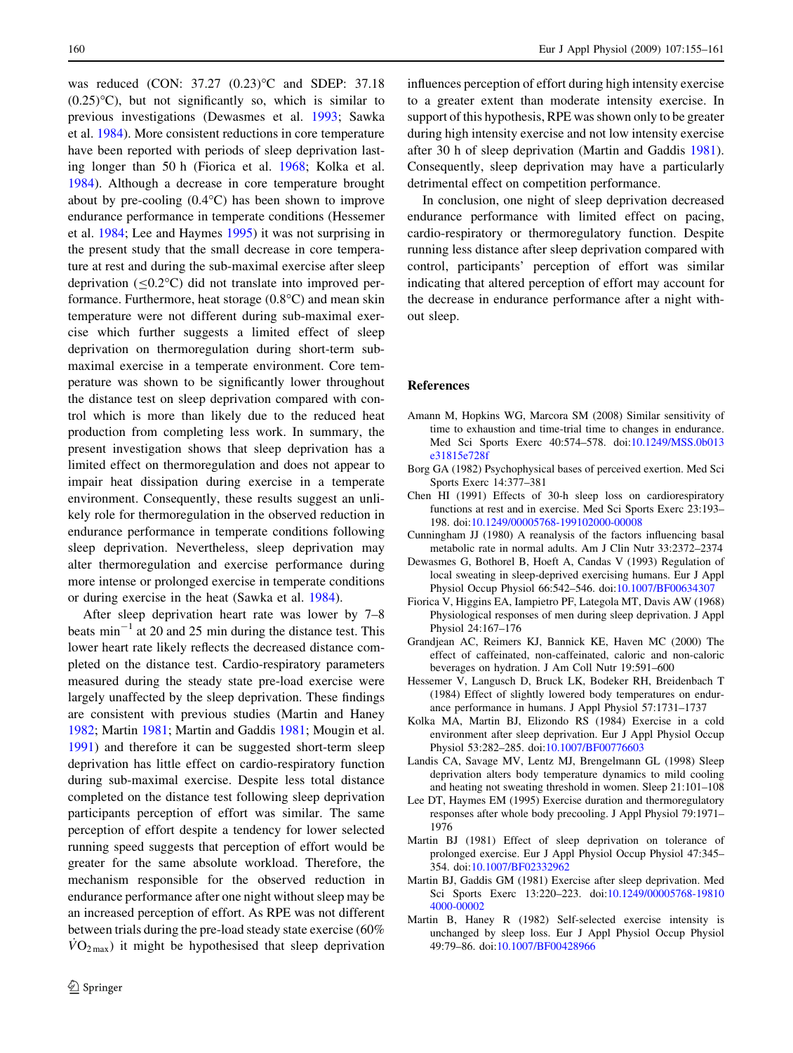was reduced (CON: 37.27 (0.23)°C and SDEP: 37.18 (0.25)°C), but not significantly so, which is similar to previous investigations (Dewasmes et al. 1993; Sawka et al. 1984). More consistent reductions in core temperature have been reported with periods of sleep deprivation lasting longer than 50 h (Fiorica et al. 1968; Kolka et al. 1984). Although a decrease in core temperature brought about by pre-cooling (0.4°C) has been shown to improve endurance performance in temperate conditions (Hessemer et al. 1984; Lee and Haymes 1995) it was not surprising in the present study that the small decrease in core temperature at rest and during the sub-maximal exercise after sleep deprivation (≤0.2°C) did not translate into improved performance. Furthermore, heat storage (0.8°C) and mean skin temperature were not different during sub-maximal exercise which further suggests a limited effect of sleep deprivation on thermoregulation during short-term sub-maximal exercise in a temperate environment. Core temperature was shown to be significantly lower throughout the distance test on sleep deprivation compared with control which is more than likely due to the reduced heat production from completing less work. In summary, the present investigation shows that sleep deprivation has a limited effect on thermoregulation and does not appear to impair heat dissipation during exercise in a temperate environment. Consequently, these results suggest an unlikely role for thermoregulation in the observed reduction in endurance performance in temperate conditions following sleep deprivation. Nevertheless, sleep deprivation may alter thermoregulation and exercise performance during more intense or prolonged exercise in temperate conditions or during exercise in the heat (Sawka et al. 1984).

After sleep deprivation heart rate was lower by 7–8 beats min$^{-1}$ at 20 and 25 min during the distance test. This lower heart rate likely reflects the decreased distance completed on the distance test. Cardio-respiratory parameters measured during the steady state pre-load exercise were largely unaffected by the sleep deprivation. These findings are consistent with previous studies (Martin and Haney 1982; Martin 1981; Martin and Gaddis 1981; Mougin et al. 1991) and therefore it can be suggested short-term sleep deprivation has little effect on cardio-respiratory function during sub-maximal exercise. Despite less total distance completed on the distance test following sleep deprivation participants perception of effort was similar. The same perception of effort despite a tendency for lower selected running speed suggests that perception of effort would be greater for the same absolute workload. Therefore, the mechanism responsible for the observed reduction in endurance performance after one night without sleep may be an increased perception of effort. As RPE was not different between trials during the pre-load steady state exercise (60% $\dot{V}O_{2\,max}$) it might be hypothesised that sleep deprivation influences perception of effort during high intensity exercise to a greater extent than moderate intensity exercise. In support of this hypothesis, RPE was shown only to be greater during high intensity exercise and not low intensity exercise after 30 h of sleep deprivation (Martin and Gaddis 1981). Consequently, sleep deprivation may have a particularly detrimental effect on competition performance.

In conclusion, one night of sleep deprivation decreased endurance performance with limited effect on pacing, cardio-respiratory or thermoregulatory function. Despite running less distance after sleep deprivation compared with control, participants' perception of effort was similar indicating that altered perception of effort may account for the decrease in endurance performance after a night without sleep.

## References

Amann M, Hopkins WG, Marcora SM (2008) Similar sensitivity of time to exhaustion and time-trial time to changes in endurance. Med Sci Sports Exerc 40:574–578. doi:10.1249/MSS.0b013e31815e728f

Borg GA (1982) Psychophysical bases of perceived exertion. Med Sci Sports Exerc 14:377–381

Chen HI (1991) Effects of 30-h sleep loss on cardiorespiratory functions at rest and in exercise. Med Sci Sports Exerc 23:193–198. doi:10.1249/00005768-199102000-00008

Cunningham JJ (1980) A reanalysis of the factors influencing basal metabolic rate in normal adults. Am J Clin Nutr 33:2372–2374

Dewasmes G, Bothorel B, Hoeft A, Candas V (1993) Regulation of local sweating in sleep-deprived exercising humans. Eur J Appl Physiol Occup Physiol 66:542–546. doi:10.1007/BF00634307

Fiorica V, Higgins EA, Iampietro PF, Lategola MT, Davis AW (1968) Physiological responses of men during sleep deprivation. J Appl Physiol 24:167–176

Grandjean AC, Reimers KJ, Bannick KE, Haven MC (2000) The effect of caffeinated, non-caffeinated, caloric and non-caloric beverages on hydration. J Am Coll Nutr 19:591–600

Hessemer V, Langusch D, Bruck LK, Bodeker RH, Breidenbach T (1984) Effect of slightly lowered body temperatures on endurance performance in humans. J Appl Physiol 57:1731–1737

Kolka MA, Martin BJ, Elizondo RS (1984) Exercise in a cold environment after sleep deprivation. Eur J Appl Physiol Occup Physiol 53:282–285. doi:10.1007/BF00776603

Landis CA, Savage MV, Lentz MJ, Brengelmann GL (1998) Sleep deprivation alters body temperature dynamics to mild cooling and heating not sweating threshold in women. Sleep 21:101–108

Lee DT, Haymes EM (1995) Exercise duration and thermoregulatory responses after whole body precooling. J Appl Physiol 79:1971–1976

Martin BJ (1981) Effect of sleep deprivation on tolerance of prolonged exercise. Eur J Appl Physiol Occup Physiol 47:345–354. doi:10.1007/BF02332962

Martin BJ, Gaddis GM (1981) Exercise after sleep deprivation. Med Sci Sports Exerc 13:220–223. doi:10.1249/00005768-198104000-00002

Martin B, Haney R (1982) Self-selected exercise intensity is unchanged by sleep loss. Eur J Appl Physiol Occup Physiol 49:79–86. doi:10.1007/BF00428966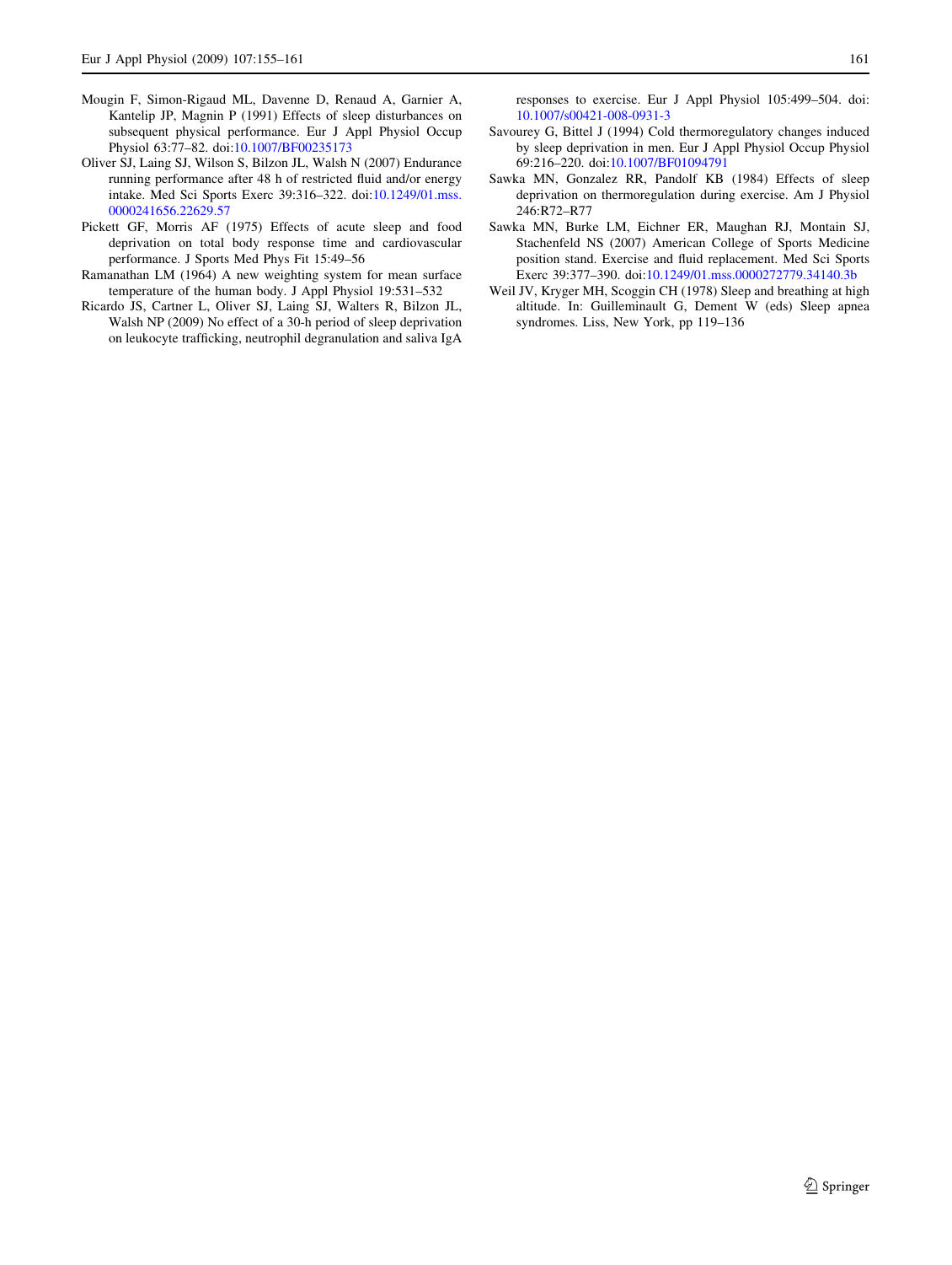Mougin F, Simon-Rigaud ML, Davenne D, Renaud A, Garnier A, Kantelip JP, Magnin P (1991) Effects of sleep disturbances on subsequent physical performance. Eur J Appl Physiol Occup Physiol 63:77–82. doi:10.1007/BF00235173

Oliver SJ, Laing SJ, Wilson S, Bilzon JL, Walsh N (2007) Endurance running performance after 48 h of restricted fluid and/or energy intake. Med Sci Sports Exerc 39:316–322. doi:10.1249/01.mss.0000241656.22629.57

Pickett GF, Morris AF (1975) Effects of acute sleep and food deprivation on total body response time and cardiovascular performance. J Sports Med Phys Fit 15:49–56

Ramanathan LM (1964) A new weighting system for mean surface temperature of the human body. J Appl Physiol 19:531–532

Ricardo JS, Cartner L, Oliver SJ, Laing SJ, Walters R, Bilzon JL, Walsh NP (2009) No effect of a 30-h period of sleep deprivation on leukocyte trafficking, neutrophil degranulation and saliva IgA responses to exercise. Eur J Appl Physiol 105:499–504. doi:10.1007/s00421-008-0931-3

Savourey G, Bittel J (1994) Cold thermoregulatory changes induced by sleep deprivation in men. Eur J Appl Physiol Occup Physiol 69:216–220. doi:10.1007/BF01094791

Sawka MN, Gonzalez RR, Pandolf KB (1984) Effects of sleep deprivation on thermoregulation during exercise. Am J Physiol 246:R72–R77

Sawka MN, Burke LM, Eichner ER, Maughan RJ, Montain SJ, Stachenfeld NS (2007) American College of Sports Medicine position stand. Exercise and fluid replacement. Med Sci Sports Exerc 39:377–390. doi:10.1249/01.mss.0000272779.34140.3b

Weil JV, Kryger MH, Scoggin CH (1978) Sleep and breathing at high altitude. In: Guilleminault G, Dement W (eds) Sleep apnea syndromes. Liss, New York, pp 119–136